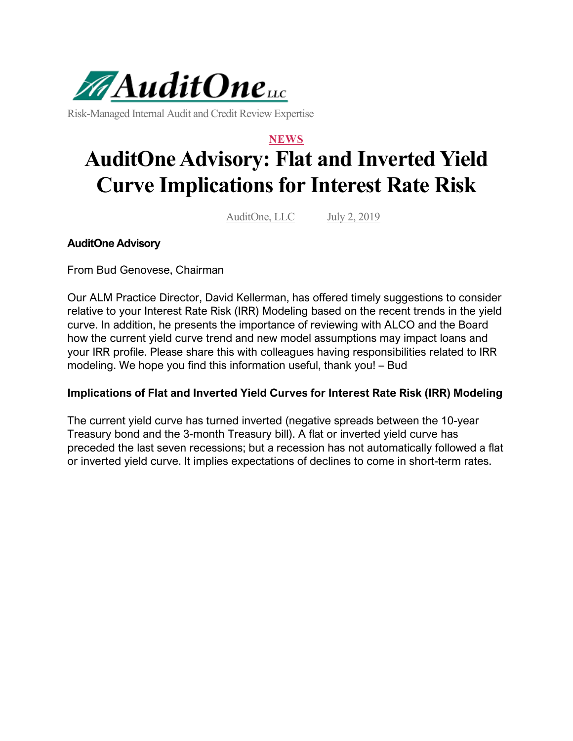AuditOne LLC

Risk-Managed Internal Audit and Credit Review Expertise

NEWS

# AuditOne Advisory: Flat and Inverted Yield Curve Implications for Interest Rate Risk

AuditOne, LLC July 2, 2019

**AuditOne Advisory**

From Bud Genovese, Chairman

Our ALM Practice Director, David Kellerman, has offered timely suggestions to consider relative to your Interest Rate Risk (IRR) Modeling based on the recent trends in the yield curve. In addition, he presents the importance of reviewing with ALCO and the Board how the current yield curve trend and new model assumptions may impact loans and your IRR profile. Please share this with colleagues having responsibilities related to IRR modeling. We hope you find this information useful, thank you! – Bud

**Implications of Flat and Inverted Yield Curves for Interest Rate Risk (IRR) Modeling**

The current yield curve has turned inverted (negative spreads between the 10-year Treasury bond and the 3-month Treasury bill). A flat or inverted yield curve has preceded the last seven recessions; but a recession has not automatically followed a flat or inverted yield curve. It implies expectations of declines to come in short-term rates.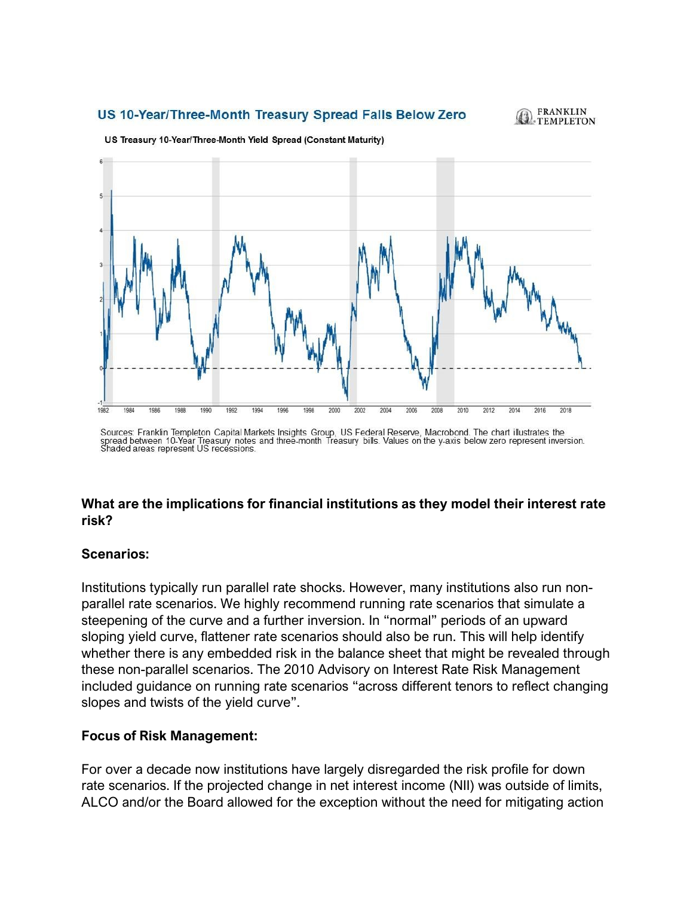US 10-Year/Three-Month Treasury Spread Falls Below Zero

FRANKLIN TEMPLETON

US Treasury 10-Year/Three-Month Yield Spread (Constant Maturity)

6
5
4
3
2
1
0
-1

1982 1984 1986 1988 1990 1992 1994 1996 1998 2000 2002 2004 2006 2008 2010 2012 2014 2016 2018

Sources: Franklin Templeton Capital Markets Insights Group, US Federal Reserve, Macrobond. The chart illustrates the spread between 10-Year Treasury notes and three-month Treasury bills. Values on the y-axis below zero represent inversion. Shaded areas represent US recessions.

**What are the implications for financial institutions as they model their interest rate risk?**

**Scenarios:**

Institutions typically run parallel rate shocks. However, many institutions also run non-parallel rate scenarios. We highly recommend running rate scenarios that simulate a steepening of the curve and a further inversion. In "normal" periods of an upward sloping yield curve, flattener rate scenarios should also be run. This will help identify whether there is any embedded risk in the balance sheet that might be revealed through these non-parallel scenarios. The 2010 Advisory on Interest Rate Risk Management included guidance on running rate scenarios "across different tenors to reflect changing slopes and twists of the yield curve".

**Focus of Risk Management:**

For over a decade now institutions have largely disregarded the risk profile for down rate scenarios. If the projected change in net interest income (NII) was outside of limits, ALCO and/or the Board allowed for the exception without the need for mitigating action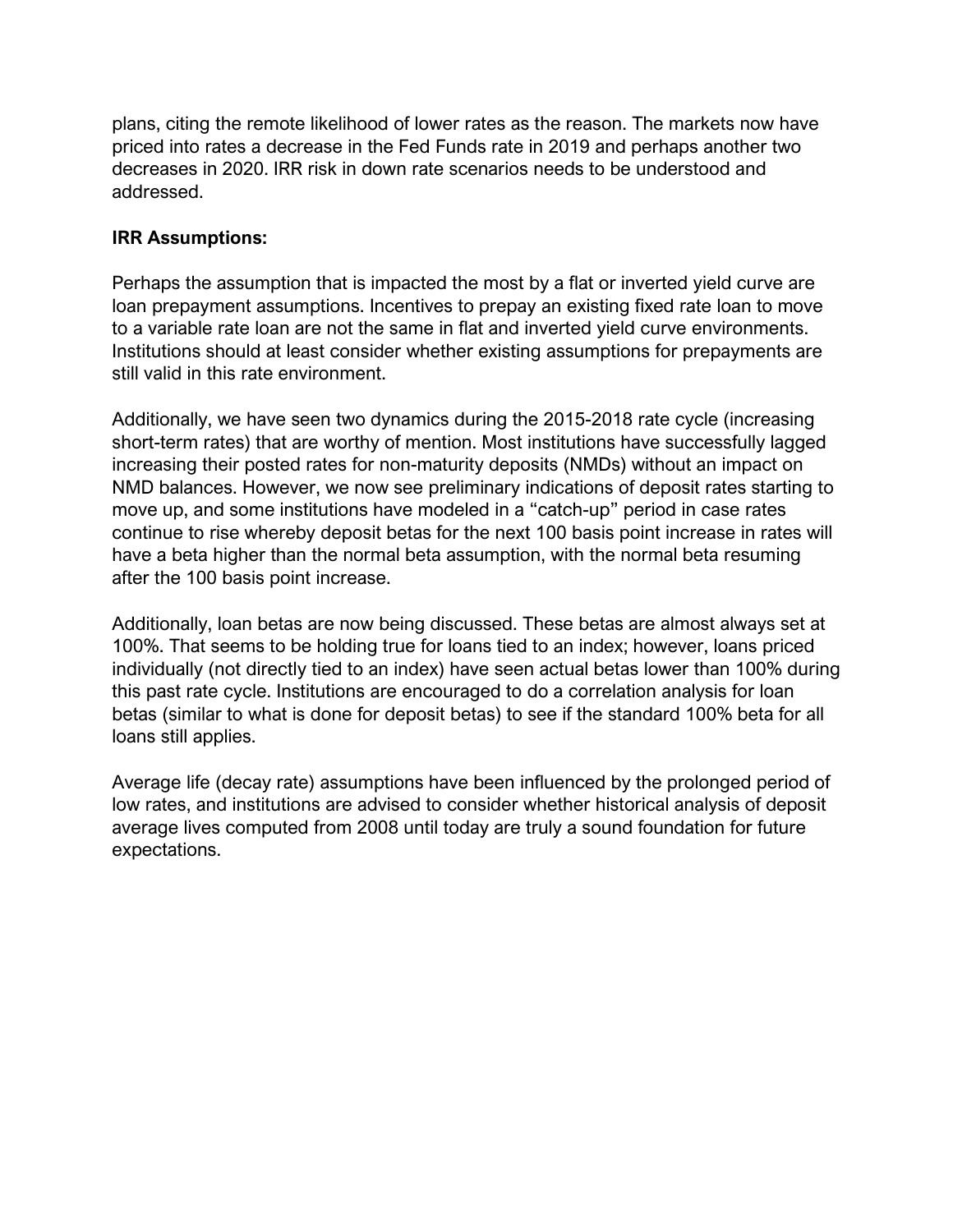plans, citing the remote likelihood of lower rates as the reason. The markets now have priced into rates a decrease in the Fed Funds rate in 2019 and perhaps another two decreases in 2020. IRR risk in down rate scenarios needs to be understood and addressed.

**IRR Assumptions:**

Perhaps the assumption that is impacted the most by a flat or inverted yield curve are loan prepayment assumptions. Incentives to prepay an existing fixed rate loan to move to a variable rate loan are not the same in flat and inverted yield curve environments. Institutions should at least consider whether existing assumptions for prepayments are still valid in this rate environment.

Additionally, we have seen two dynamics during the 2015-2018 rate cycle (increasing short-term rates) that are worthy of mention. Most institutions have successfully lagged increasing their posted rates for non-maturity deposits (NMDs) without an impact on NMD balances. However, we now see preliminary indications of deposit rates starting to move up, and some institutions have modeled in a "catch-up" period in case rates continue to rise whereby deposit betas for the next 100 basis point increase in rates will have a beta higher than the normal beta assumption, with the normal beta resuming after the 100 basis point increase.

Additionally, loan betas are now being discussed. These betas are almost always set at 100%. That seems to be holding true for loans tied to an index; however, loans priced individually (not directly tied to an index) have seen actual betas lower than 100% during this past rate cycle. Institutions are encouraged to do a correlation analysis for loan betas (similar to what is done for deposit betas) to see if the standard 100% beta for all loans still applies.

Average life (decay rate) assumptions have been influenced by the prolonged period of low rates, and institutions are advised to consider whether historical analysis of deposit average lives computed from 2008 until today are truly a sound foundation for future expectations.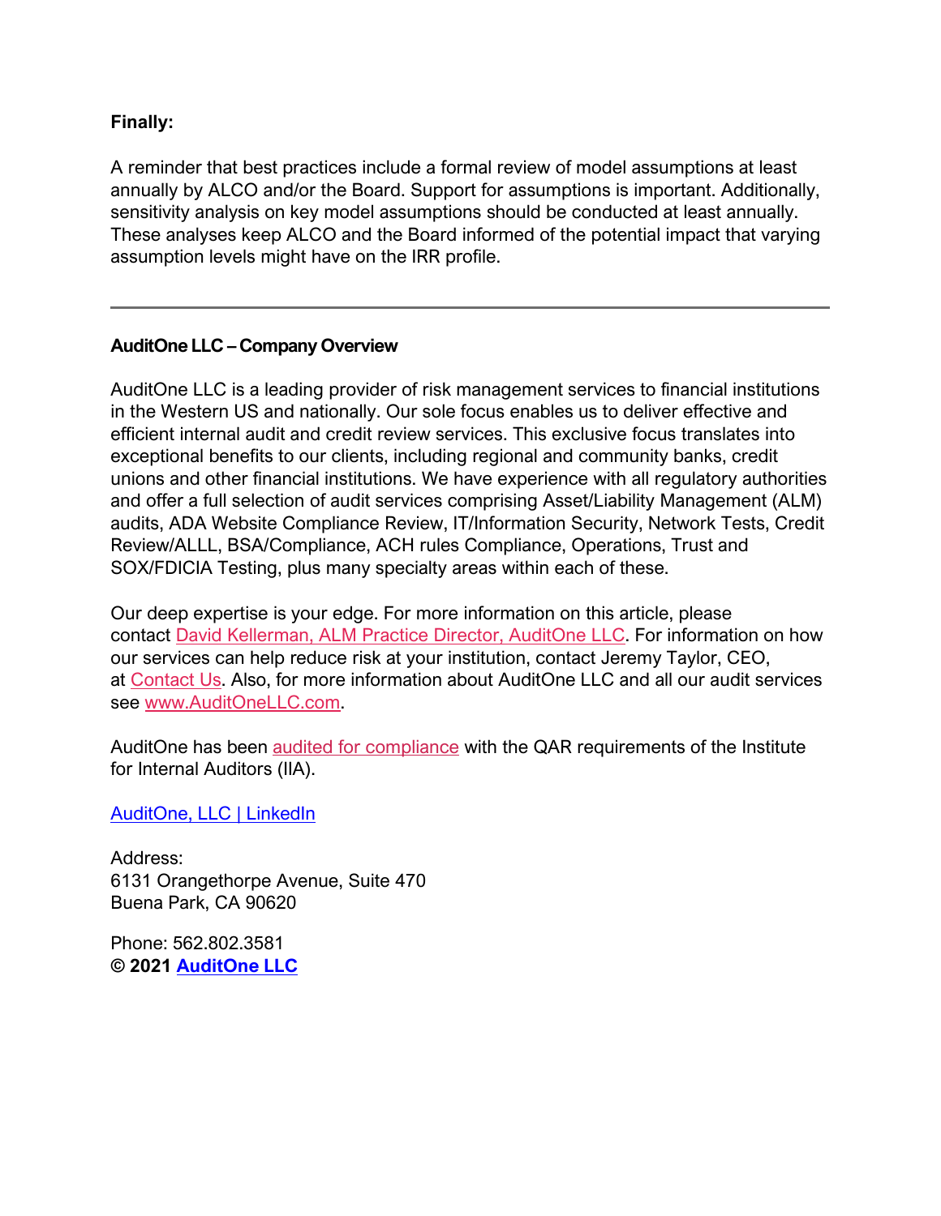**Finally:**

A reminder that best practices include a formal review of model assumptions at least annually by ALCO and/or the Board. Support for assumptions is important. Additionally, sensitivity analysis on key model assumptions should be conducted at least annually. These analyses keep ALCO and the Board informed of the potential impact that varying assumption levels might have on the IRR profile.

---

**AuditOne LLC – Company Overview**

AuditOne LLC is a leading provider of risk management services to financial institutions in the Western US and nationally. Our sole focus enables us to deliver effective and efficient internal audit and credit review services. This exclusive focus translates into exceptional benefits to our clients, including regional and community banks, credit unions and other financial institutions. We have experience with all regulatory authorities and offer a full selection of audit services comprising Asset/Liability Management (ALM) audits, ADA Website Compliance Review, IT/Information Security, Network Tests, Credit Review/ALLL, BSA/Compliance, ACH rules Compliance, Operations, Trust and SOX/FDICIA Testing, plus many specialty areas within each of these.

Our deep expertise is your edge. For more information on this article, please contact David Kellerman, ALM Practice Director, AuditOne LLC. For information on how our services can help reduce risk at your institution, contact Jeremy Taylor, CEO, at Contact Us. Also, for more information about AuditOne LLC and all our audit services see www.AuditOneLLC.com.

AuditOne has been audited for compliance with the QAR requirements of the Institute for Internal Auditors (IIA).

AuditOne, LLC | LinkedIn

Address:
6131 Orangethorpe Avenue, Suite 470
Buena Park, CA 90620

Phone: 562.802.3581
**© 2021 AuditOne LLC**